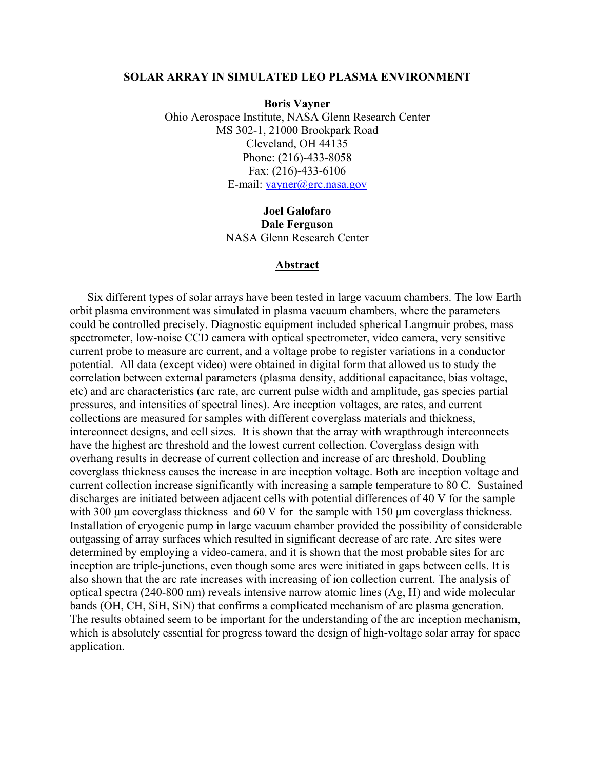# SOLAR ARRAY IN SIMULATED LEO PLASMA ENVIRONMENT

**Boris Vayner**
Ohio Aerospace Institute, NASA Glenn Research Center
MS 302-1, 21000 Brookpark Road
Cleveland, OH 44135
Phone: (216)-433-8058
Fax: (216)-433-6106
E-mail: vayner@grc.nasa.gov

**Joel Galofaro**
**Dale Ferguson**
NASA Glenn Research Center

## Abstract

Six different types of solar arrays have been tested in large vacuum chambers. The low Earth orbit plasma environment was simulated in plasma vacuum chambers, where the parameters could be controlled precisely. Diagnostic equipment included spherical Langmuir probes, mass spectrometer, low-noise CCD camera with optical spectrometer, video camera, very sensitive current probe to measure arc current, and a voltage probe to register variations in a conductor potential. All data (except video) were obtained in digital form that allowed us to study the correlation between external parameters (plasma density, additional capacitance, bias voltage, etc) and arc characteristics (arc rate, arc current pulse width and amplitude, gas species partial pressures, and intensities of spectral lines). Arc inception voltages, arc rates, and current collections are measured for samples with different coverglass materials and thickness, interconnect designs, and cell sizes. It is shown that the array with wrapthrough interconnects have the highest arc threshold and the lowest current collection. Coverglass design with overhang results in decrease of current collection and increase of arc threshold. Doubling coverglass thickness causes the increase in arc inception voltage. Both arc inception voltage and current collection increase significantly with increasing a sample temperature to 80 C. Sustained discharges are initiated between adjacent cells with potential differences of 40 V for the sample with 300 μm coverglass thickness and 60 V for the sample with 150 μm coverglass thickness. Installation of cryogenic pump in large vacuum chamber provided the possibility of considerable outgassing of array surfaces which resulted in significant decrease of arc rate. Arc sites were determined by employing a video-camera, and it is shown that the most probable sites for arc inception are triple-junctions, even though some arcs were initiated in gaps between cells. It is also shown that the arc rate increases with increasing of ion collection current. The analysis of optical spectra (240-800 nm) reveals intensive narrow atomic lines (Ag, H) and wide molecular bands (OH, CH, SiH, SiN) that confirms a complicated mechanism of arc plasma generation. The results obtained seem to be important for the understanding of the arc inception mechanism, which is absolutely essential for progress toward the design of high-voltage solar array for space application.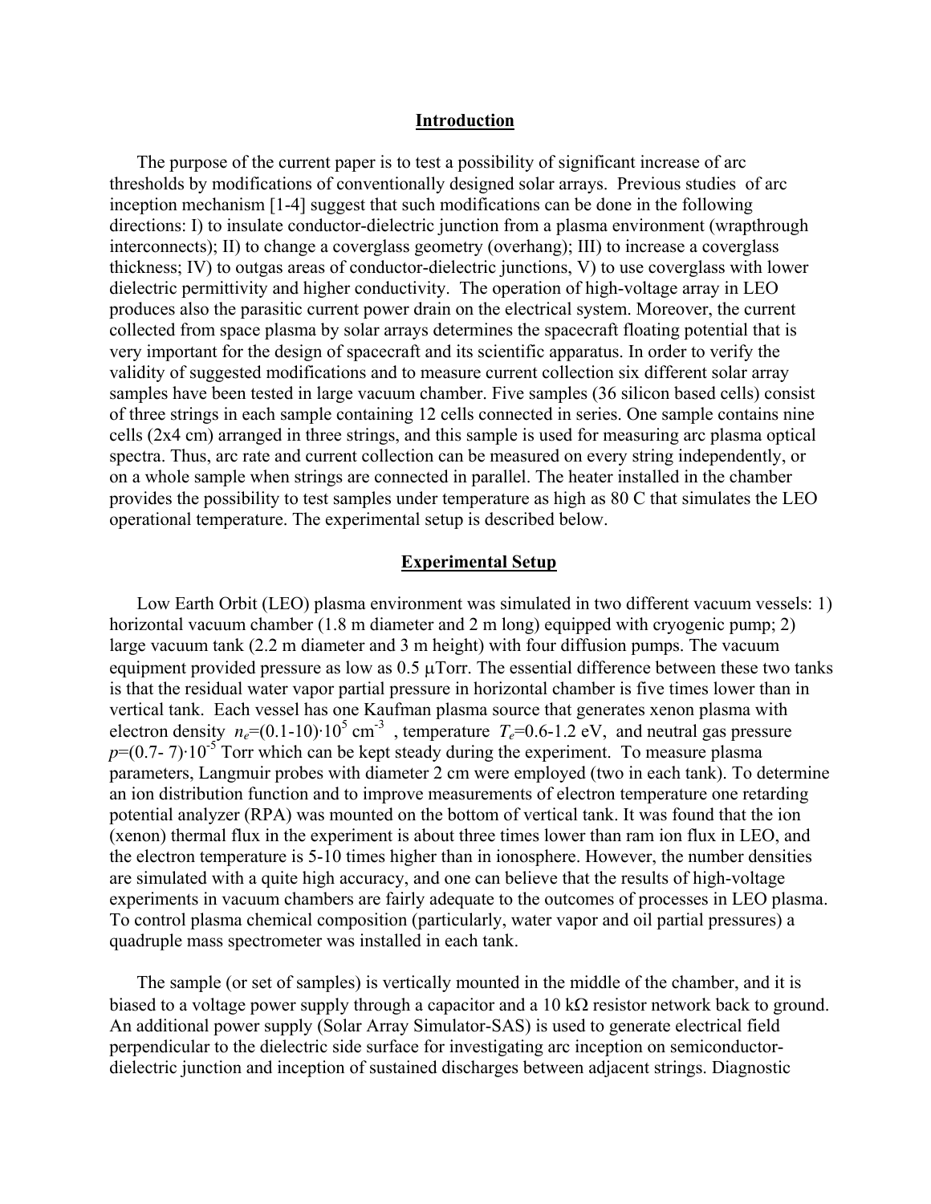## Introduction

The purpose of the current paper is to test a possibility of significant increase of arc thresholds by modifications of conventionally designed solar arrays. Previous studies of arc inception mechanism [1-4] suggest that such modifications can be done in the following directions: I) to insulate conductor-dielectric junction from a plasma environment (wrapthrough interconnects); II) to change a coverglass geometry (overhang); III) to increase a coverglass thickness; IV) to outgas areas of conductor-dielectric junctions, V) to use coverglass with lower dielectric permittivity and higher conductivity. The operation of high-voltage array in LEO produces also the parasitic current power drain on the electrical system. Moreover, the current collected from space plasma by solar arrays determines the spacecraft floating potential that is very important for the design of spacecraft and its scientific apparatus. In order to verify the validity of suggested modifications and to measure current collection six different solar array samples have been tested in large vacuum chamber. Five samples (36 silicon based cells) consist of three strings in each sample containing 12 cells connected in series. One sample contains nine cells (2x4 cm) arranged in three strings, and this sample is used for measuring arc plasma optical spectra. Thus, arc rate and current collection can be measured on every string independently, or on a whole sample when strings are connected in parallel. The heater installed in the chamber provides the possibility to test samples under temperature as high as 80 C that simulates the LEO operational temperature. The experimental setup is described below.

## Experimental Setup

Low Earth Orbit (LEO) plasma environment was simulated in two different vacuum vessels: 1) horizontal vacuum chamber (1.8 m diameter and 2 m long) equipped with cryogenic pump; 2) large vacuum tank (2.2 m diameter and 3 m height) with four diffusion pumps. The vacuum equipment provided pressure as low as 0.5 μTorr. The essential difference between these two tanks is that the residual water vapor partial pressure in horizontal chamber is five times lower than in vertical tank. Each vessel has one Kaufman plasma source that generates xenon plasma with electron density $n_e=(0.1\text{-}10)\cdot 10^5$ cm$^{-3}$, temperature $T_e=0.6\text{-}1.2$ eV, and neutral gas pressure $p=(0.7\text{-}7)\cdot 10^{-5}$ Torr which can be kept steady during the experiment. To measure plasma parameters, Langmuir probes with diameter 2 cm were employed (two in each tank). To determine an ion distribution function and to improve measurements of electron temperature one retarding potential analyzer (RPA) was mounted on the bottom of vertical tank. It was found that the ion (xenon) thermal flux in the experiment is about three times lower than ram ion flux in LEO, and the electron temperature is 5-10 times higher than in ionosphere. However, the number densities are simulated with a quite high accuracy, and one can believe that the results of high-voltage experiments in vacuum chambers are fairly adequate to the outcomes of processes in LEO plasma. To control plasma chemical composition (particularly, water vapor and oil partial pressures) a quadruple mass spectrometer was installed in each tank.

The sample (or set of samples) is vertically mounted in the middle of the chamber, and it is biased to a voltage power supply through a capacitor and a 10 kΩ resistor network back to ground. An additional power supply (Solar Array Simulator-SAS) is used to generate electrical field perpendicular to the dielectric side surface for investigating arc inception on semiconductor-dielectric junction and inception of sustained discharges between adjacent strings. Diagnostic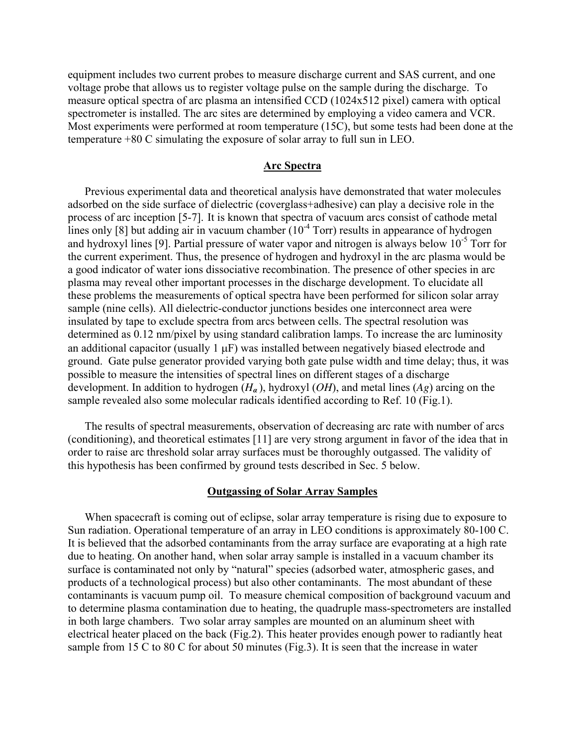equipment includes two current probes to measure discharge current and SAS current, and one voltage probe that allows us to register voltage pulse on the sample during the discharge. To measure optical spectra of arc plasma an intensified CCD (1024x512 pixel) camera with optical spectrometer is installed. The arc sites are determined by employing a video camera and VCR. Most experiments were performed at room temperature (15C), but some tests had been done at the temperature +80 C simulating the exposure of solar array to full sun in LEO.

## Arc Spectra

Previous experimental data and theoretical analysis have demonstrated that water molecules adsorbed on the side surface of dielectric (coverglass+adhesive) can play a decisive role in the process of arc inception [5-7]. It is known that spectra of vacuum arcs consist of cathode metal lines only [8] but adding air in vacuum chamber ($10^{-4}$ Torr) results in appearance of hydrogen and hydroxyl lines [9]. Partial pressure of water vapor and nitrogen is always below $10^{-5}$ Torr for the current experiment. Thus, the presence of hydrogen and hydroxyl in the arc plasma would be a good indicator of water ions dissociative recombination. The presence of other species in arc plasma may reveal other important processes in the discharge development. To elucidate all these problems the measurements of optical spectra have been performed for silicon solar array sample (nine cells). All dielectric-conductor junctions besides one interconnect area were insulated by tape to exclude spectra from arcs between cells. The spectral resolution was determined as 0.12 nm/pixel by using standard calibration lamps. To increase the arc luminosity an additional capacitor (usually 1 μF) was installed between negatively biased electrode and ground. Gate pulse generator provided varying both gate pulse width and time delay; thus, it was possible to measure the intensities of spectral lines on different stages of a discharge development. In addition to hydrogen ($H_\alpha$), hydroxyl ($OH$), and metal lines ($Ag$) arcing on the sample revealed also some molecular radicals identified according to Ref. 10 (Fig.1).

The results of spectral measurements, observation of decreasing arc rate with number of arcs (conditioning), and theoretical estimates [11] are very strong argument in favor of the idea that in order to raise arc threshold solar array surfaces must be thoroughly outgassed. The validity of this hypothesis has been confirmed by ground tests described in Sec. 5 below.

## Outgassing of Solar Array Samples

When spacecraft is coming out of eclipse, solar array temperature is rising due to exposure to Sun radiation. Operational temperature of an array in LEO conditions is approximately 80-100 C. It is believed that the adsorbed contaminants from the array surface are evaporating at a high rate due to heating. On another hand, when solar array sample is installed in a vacuum chamber its surface is contaminated not only by "natural" species (adsorbed water, atmospheric gases, and products of a technological process) but also other contaminants. The most abundant of these contaminants is vacuum pump oil. To measure chemical composition of background vacuum and to determine plasma contamination due to heating, the quadruple mass-spectrometers are installed in both large chambers. Two solar array samples are mounted on an aluminum sheet with electrical heater placed on the back (Fig.2). This heater provides enough power to radiantly heat sample from 15 C to 80 C for about 50 minutes (Fig.3). It is seen that the increase in water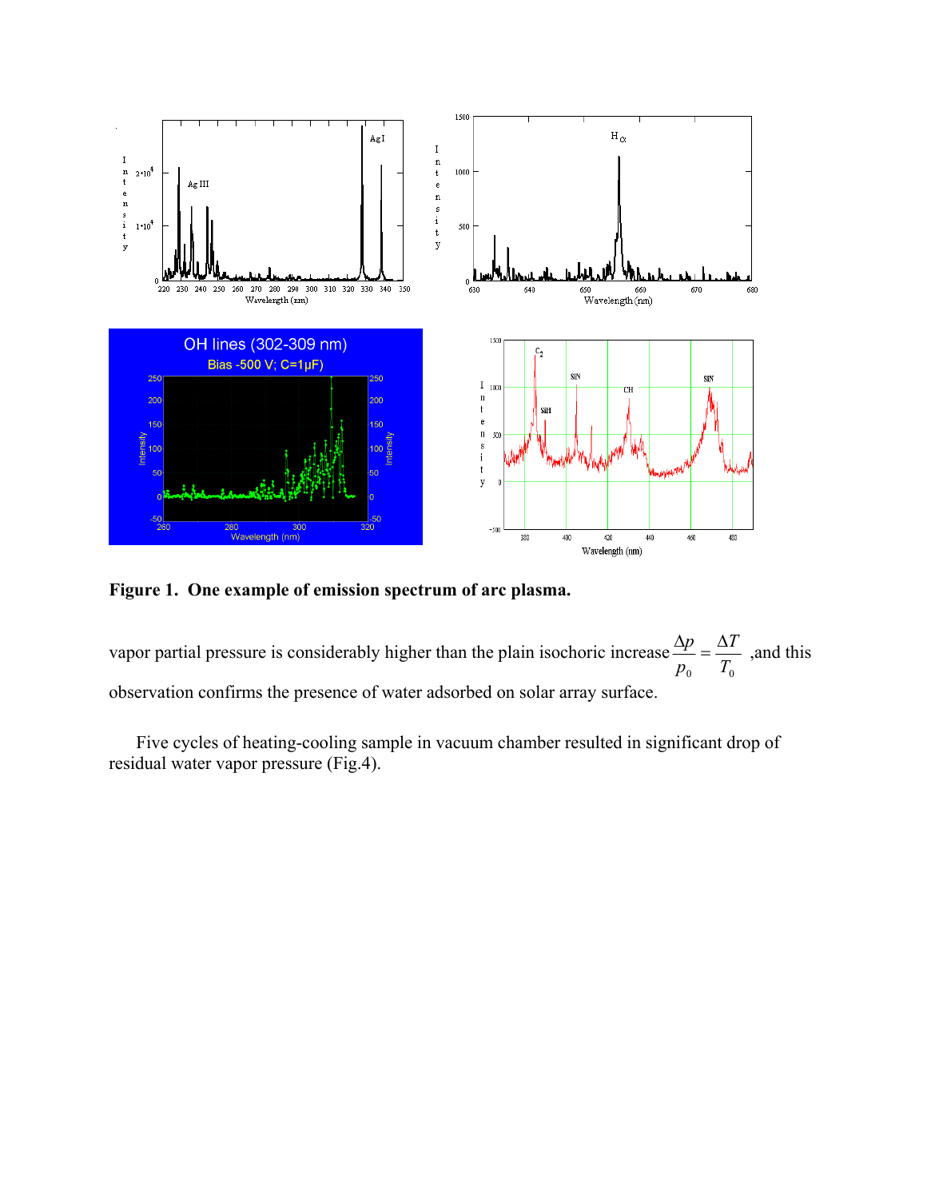**Figure 1. One example of emission spectrum of arc plasma.**

vapor partial pressure is considerably higher than the plain isochoric increase $\frac{\Delta p}{p_0} = \frac{\Delta T}{T_0}$ ,and this observation confirms the presence of water adsorbed on solar array surface.

Five cycles of heating-cooling sample in vacuum chamber resulted in significant drop of residual water vapor pressure (Fig.4).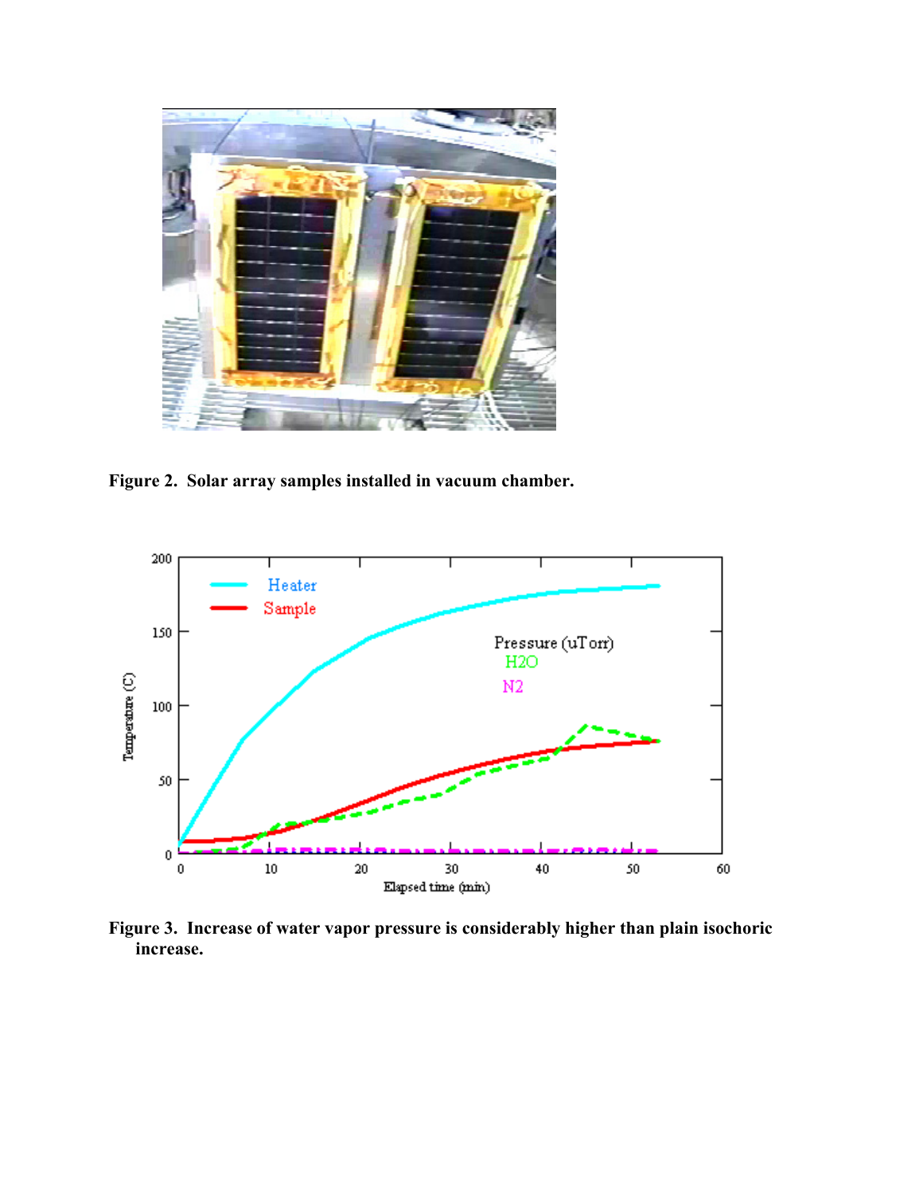Figure 2.  Solar array samples installed in vacuum chamber.

Figure 3.  Increase of water vapor pressure is considerably higher than plain isochoric increase.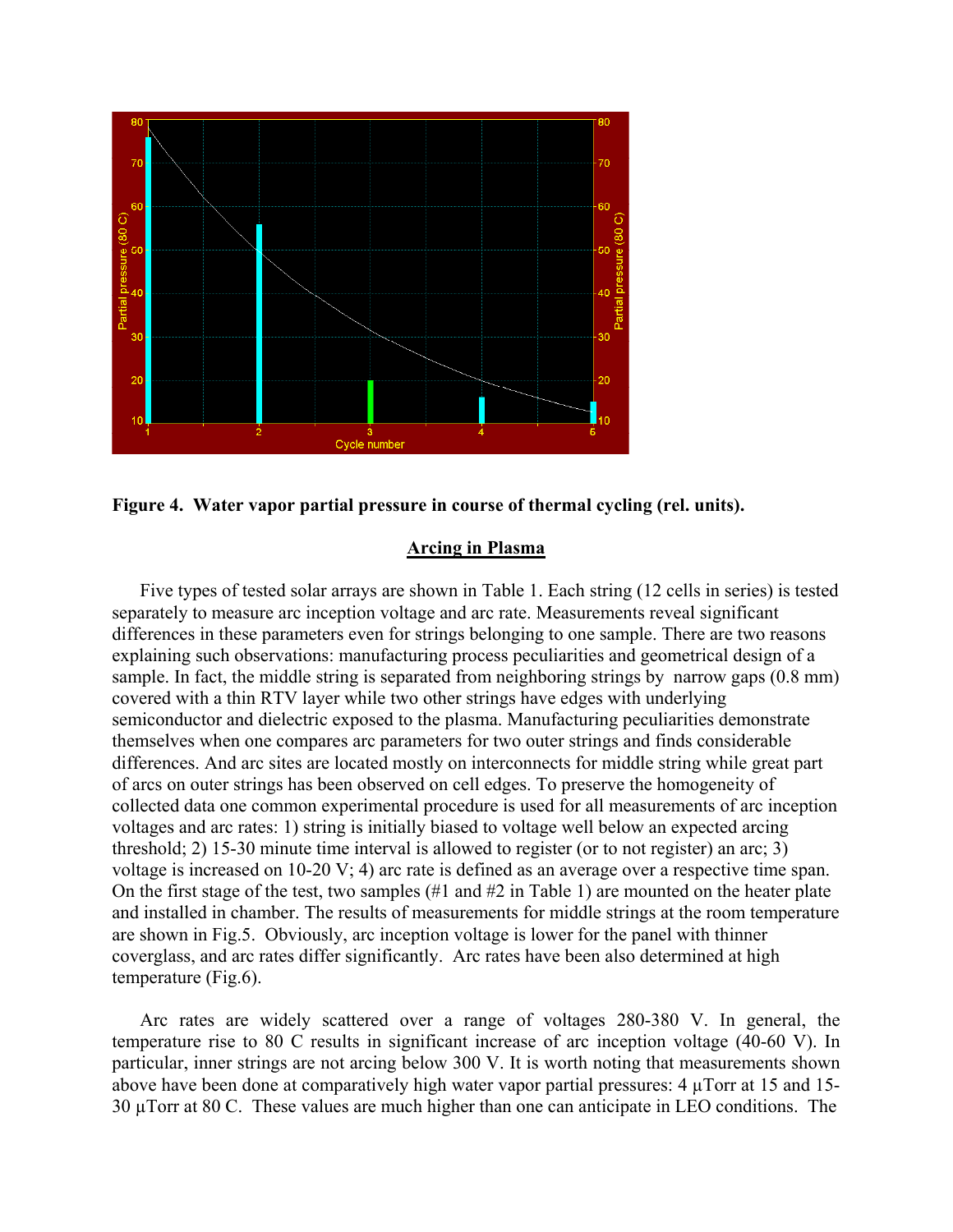**Figure 4. Water vapor partial pressure in course of thermal cycling (rel. units).**

## Arcing in Plasma

Five types of tested solar arrays are shown in Table 1. Each string (12 cells in series) is tested separately to measure arc inception voltage and arc rate. Measurements reveal significant differences in these parameters even for strings belonging to one sample. There are two reasons explaining such observations: manufacturing process peculiarities and geometrical design of a sample. In fact, the middle string is separated from neighboring strings by narrow gaps (0.8 mm) covered with a thin RTV layer while two other strings have edges with underlying semiconductor and dielectric exposed to the plasma. Manufacturing peculiarities demonstrate themselves when one compares arc parameters for two outer strings and finds considerable differences. And arc sites are located mostly on interconnects for middle string while great part of arcs on outer strings has been observed on cell edges. To preserve the homogeneity of collected data one common experimental procedure is used for all measurements of arc inception voltages and arc rates: 1) string is initially biased to voltage well below an expected arcing threshold; 2) 15-30 minute time interval is allowed to register (or to not register) an arc; 3) voltage is increased on 10-20 V; 4) arc rate is defined as an average over a respective time span. On the first stage of the test, two samples (#1 and #2 in Table 1) are mounted on the heater plate and installed in chamber. The results of measurements for middle strings at the room temperature are shown in Fig.5. Obviously, arc inception voltage is lower for the panel with thinner coverglass, and arc rates differ significantly. Arc rates have been also determined at high temperature (Fig.6).

Arc rates are widely scattered over a range of voltages 280-380 V. In general, the temperature rise to 80 C results in significant increase of arc inception voltage (40-60 V). In particular, inner strings are not arcing below 300 V. It is worth noting that measurements shown above have been done at comparatively high water vapor partial pressures: 4 μTorr at 15 and 15-30 μTorr at 80 C. These values are much higher than one can anticipate in LEO conditions. The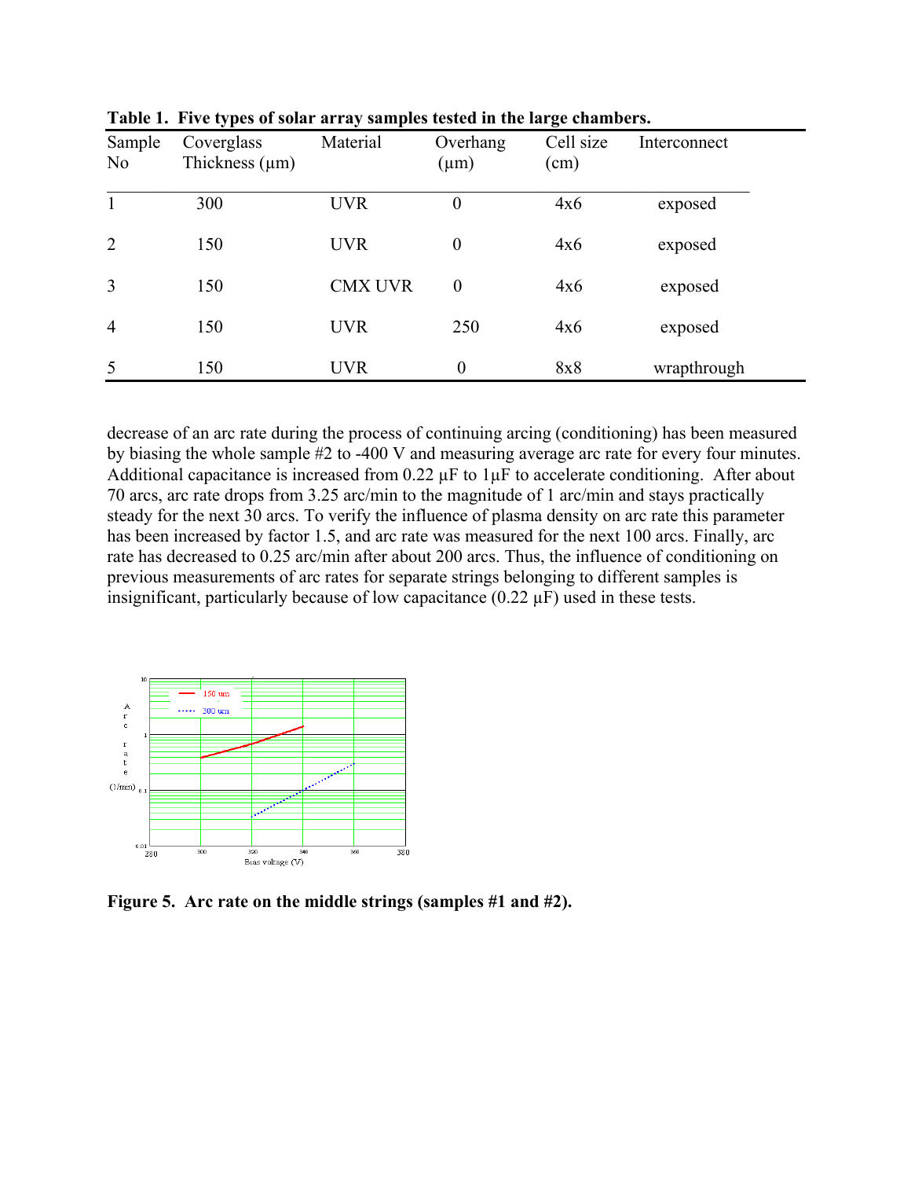**Table 1. Five types of solar array samples tested in the large chambers.**

| Sample No | Coverglass Thickness (μm) | Material | Overhang (μm) | Cell size (cm) | Interconnect |
|---|---|---|---|---|---|
| 1 | 300 | UVR | 0 | 4x6 | exposed |
| 2 | 150 | UVR | 0 | 4x6 | exposed |
| 3 | 150 | CMX UVR | 0 | 4x6 | exposed |
| 4 | 150 | UVR | 250 | 4x6 | exposed |
| 5 | 150 | UVR | 0 | 8x8 | wrapthrough |

decrease of an arc rate during the process of continuing arcing (conditioning) has been measured by biasing the whole sample #2 to -400 V and measuring average arc rate for every four minutes. Additional capacitance is increased from 0.22 μF to 1μF to accelerate conditioning. After about 70 arcs, arc rate drops from 3.25 arc/min to the magnitude of 1 arc/min and stays practically steady for the next 30 arcs. To verify the influence of plasma density on arc rate this parameter has been increased by factor 1.5, and arc rate was measured for the next 100 arcs. Finally, arc rate has decreased to 0.25 arc/min after about 200 arcs. Thus, the influence of conditioning on previous measurements of arc rates for separate strings belonging to different samples is insignificant, particularly because of low capacitance (0.22 μF) used in these tests.

**Figure 5. Arc rate on the middle strings (samples #1 and #2).**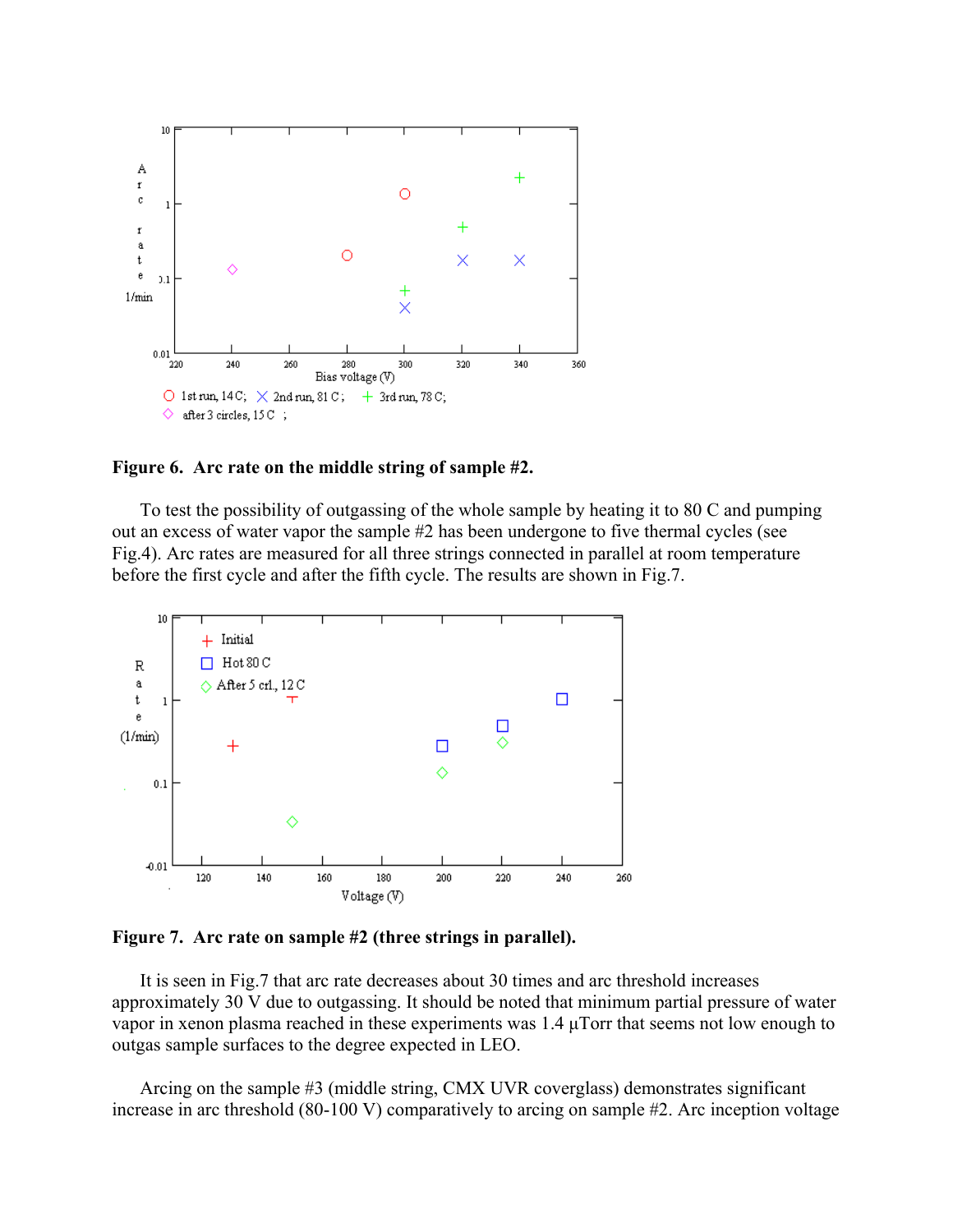**Figure 6. Arc rate on the middle string of sample #2.**

To test the possibility of outgassing of the whole sample by heating it to 80 C and pumping out an excess of water vapor the sample #2 has been undergone to five thermal cycles (see Fig.4). Arc rates are measured for all three strings connected in parallel at room temperature before the first cycle and after the fifth cycle. The results are shown in Fig.7.

**Figure 7. Arc rate on sample #2 (three strings in parallel).**

It is seen in Fig.7 that arc rate decreases about 30 times and arc threshold increases approximately 30 V due to outgassing. It should be noted that minimum partial pressure of water vapor in xenon plasma reached in these experiments was 1.4 μTorr that seems not low enough to outgas sample surfaces to the degree expected in LEO.

Arcing on the sample #3 (middle string, CMX UVR coverglass) demonstrates significant increase in arc threshold (80-100 V) comparatively to arcing on sample #2. Arc inception voltage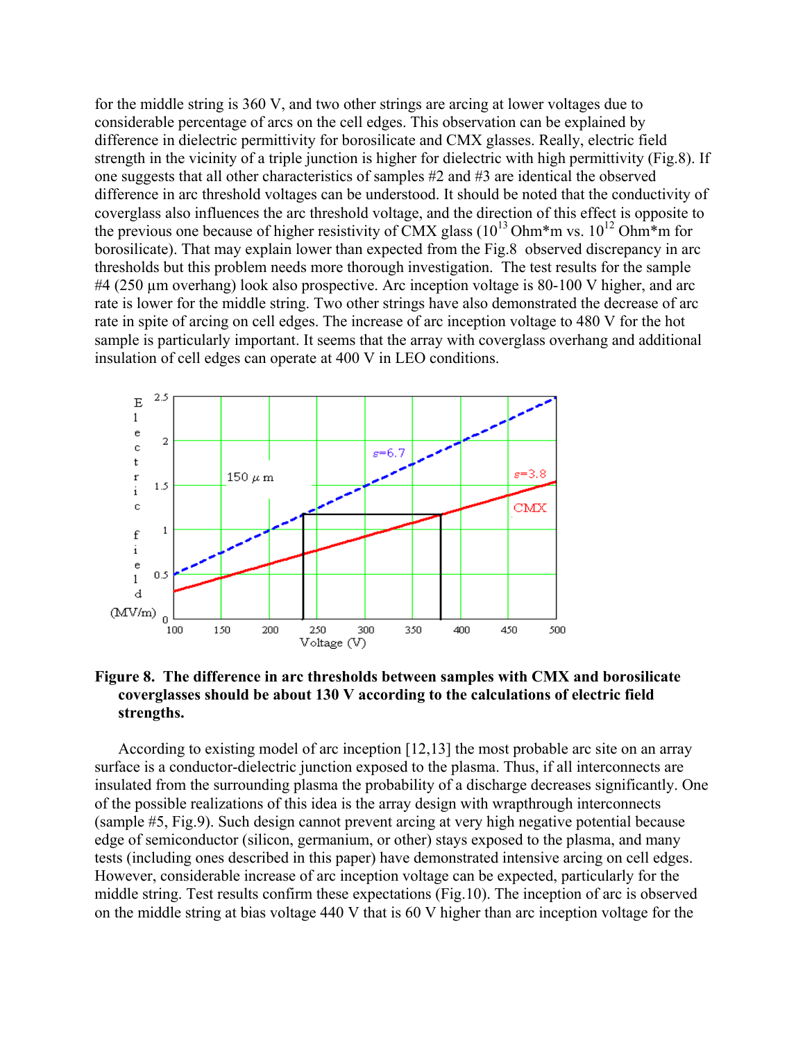for the middle string is 360 V, and two other strings are arcing at lower voltages due to considerable percentage of arcs on the cell edges. This observation can be explained by difference in dielectric permittivity for borosilicate and CMX glasses. Really, electric field strength in the vicinity of a triple junction is higher for dielectric with high permittivity (Fig.8). If one suggests that all other characteristics of samples #2 and #3 are identical the observed difference in arc threshold voltages can be understood. It should be noted that the conductivity of coverglass also influences the arc threshold voltage, and the direction of this effect is opposite to the previous one because of higher resistivity of CMX glass ($10^{13}$ Ohm*m vs. $10^{12}$ Ohm*m for borosilicate). That may explain lower than expected from the Fig.8 observed discrepancy in arc thresholds but this problem needs more thorough investigation. The test results for the sample #4 (250 µm overhang) look also prospective. Arc inception voltage is 80-100 V higher, and arc rate is lower for the middle string. Two other strings have also demonstrated the decrease of arc rate in spite of arcing on cell edges. The increase of arc inception voltage to 480 V for the hot sample is particularly important. It seems that the array with coverglass overhang and additional insulation of cell edges can operate at 400 V in LEO conditions.

**Figure 8. The difference in arc thresholds between samples with CMX and borosilicate coverglasses should be about 130 V according to the calculations of electric field strengths.**

According to existing model of arc inception [12,13] the most probable arc site on an array surface is a conductor-dielectric junction exposed to the plasma. Thus, if all interconnects are insulated from the surrounding plasma the probability of a discharge decreases significantly. One of the possible realizations of this idea is the array design with wrapthrough interconnects (sample #5, Fig.9). Such design cannot prevent arcing at very high negative potential because edge of semiconductor (silicon, germanium, or other) stays exposed to the plasma, and many tests (including ones described in this paper) have demonstrated intensive arcing on cell edges. However, considerable increase of arc inception voltage can be expected, particularly for the middle string. Test results confirm these expectations (Fig.10). The inception of arc is observed on the middle string at bias voltage 440 V that is 60 V higher than arc inception voltage for the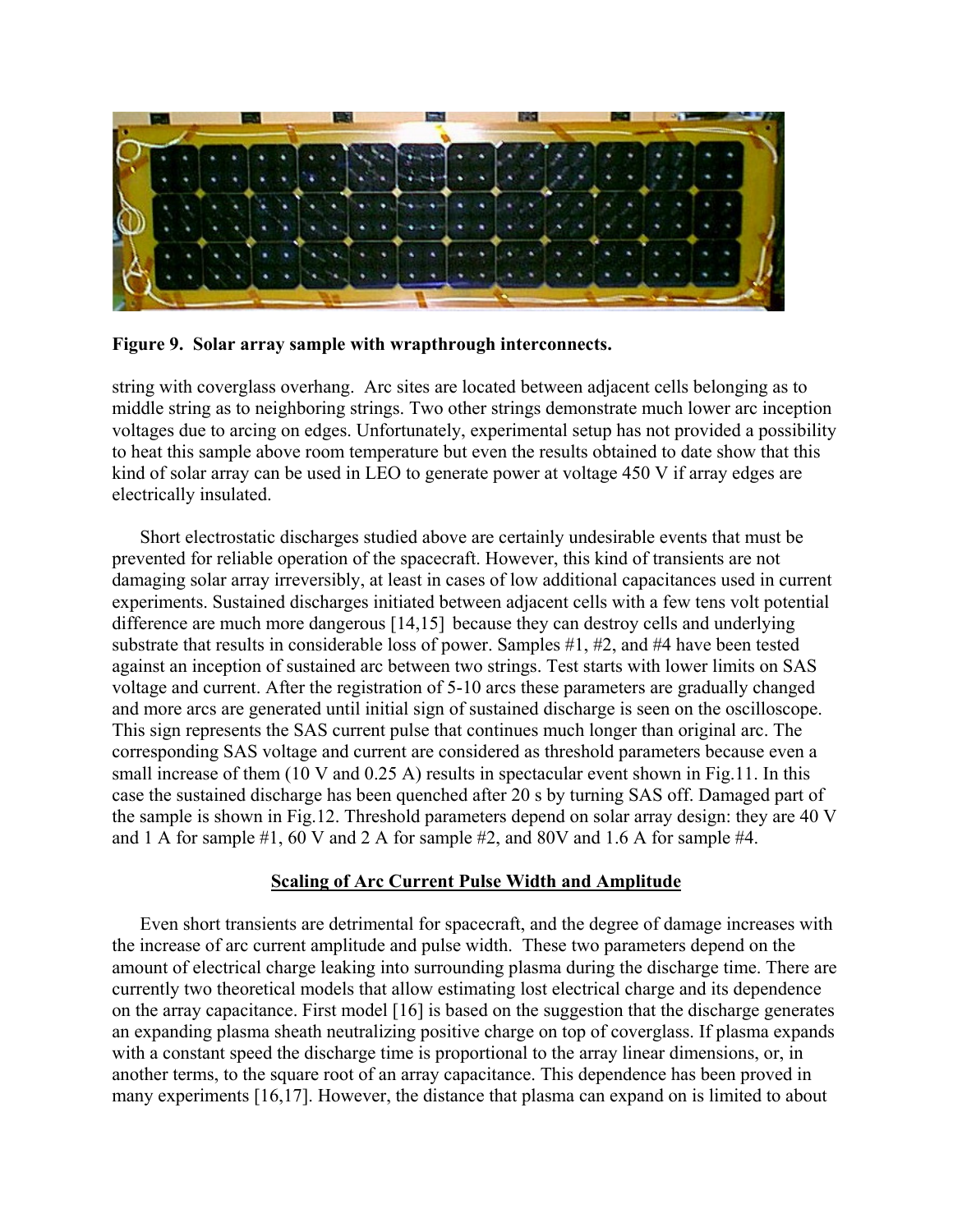**Figure 9. Solar array sample with wrapthrough interconnects.**

string with coverglass overhang. Arc sites are located between adjacent cells belonging as to middle string as to neighboring strings. Two other strings demonstrate much lower arc inception voltages due to arcing on edges. Unfortunately, experimental setup has not provided a possibility to heat this sample above room temperature but even the results obtained to date show that this kind of solar array can be used in LEO to generate power at voltage 450 V if array edges are electrically insulated.

Short electrostatic discharges studied above are certainly undesirable events that must be prevented for reliable operation of the spacecraft. However, this kind of transients are not damaging solar array irreversibly, at least in cases of low additional capacitances used in current experiments. Sustained discharges initiated between adjacent cells with a few tens volt potential difference are much more dangerous [14,15] because they can destroy cells and underlying substrate that results in considerable loss of power. Samples #1, #2, and #4 have been tested against an inception of sustained arc between two strings. Test starts with lower limits on SAS voltage and current. After the registration of 5-10 arcs these parameters are gradually changed and more arcs are generated until initial sign of sustained discharge is seen on the oscilloscope. This sign represents the SAS current pulse that continues much longer than original arc. The corresponding SAS voltage and current are considered as threshold parameters because even a small increase of them (10 V and 0.25 A) results in spectacular event shown in Fig.11. In this case the sustained discharge has been quenched after 20 s by turning SAS off. Damaged part of the sample is shown in Fig.12. Threshold parameters depend on solar array design: they are 40 V and 1 A for sample #1, 60 V and 2 A for sample #2, and 80V and 1.6 A for sample #4.

## Scaling of Arc Current Pulse Width and Amplitude

Even short transients are detrimental for spacecraft, and the degree of damage increases with the increase of arc current amplitude and pulse width. These two parameters depend on the amount of electrical charge leaking into surrounding plasma during the discharge time. There are currently two theoretical models that allow estimating lost electrical charge and its dependence on the array capacitance. First model [16] is based on the suggestion that the discharge generates an expanding plasma sheath neutralizing positive charge on top of coverglass. If plasma expands with a constant speed the discharge time is proportional to the array linear dimensions, or, in another terms, to the square root of an array capacitance. This dependence has been proved in many experiments [16,17]. However, the distance that plasma can expand on is limited to about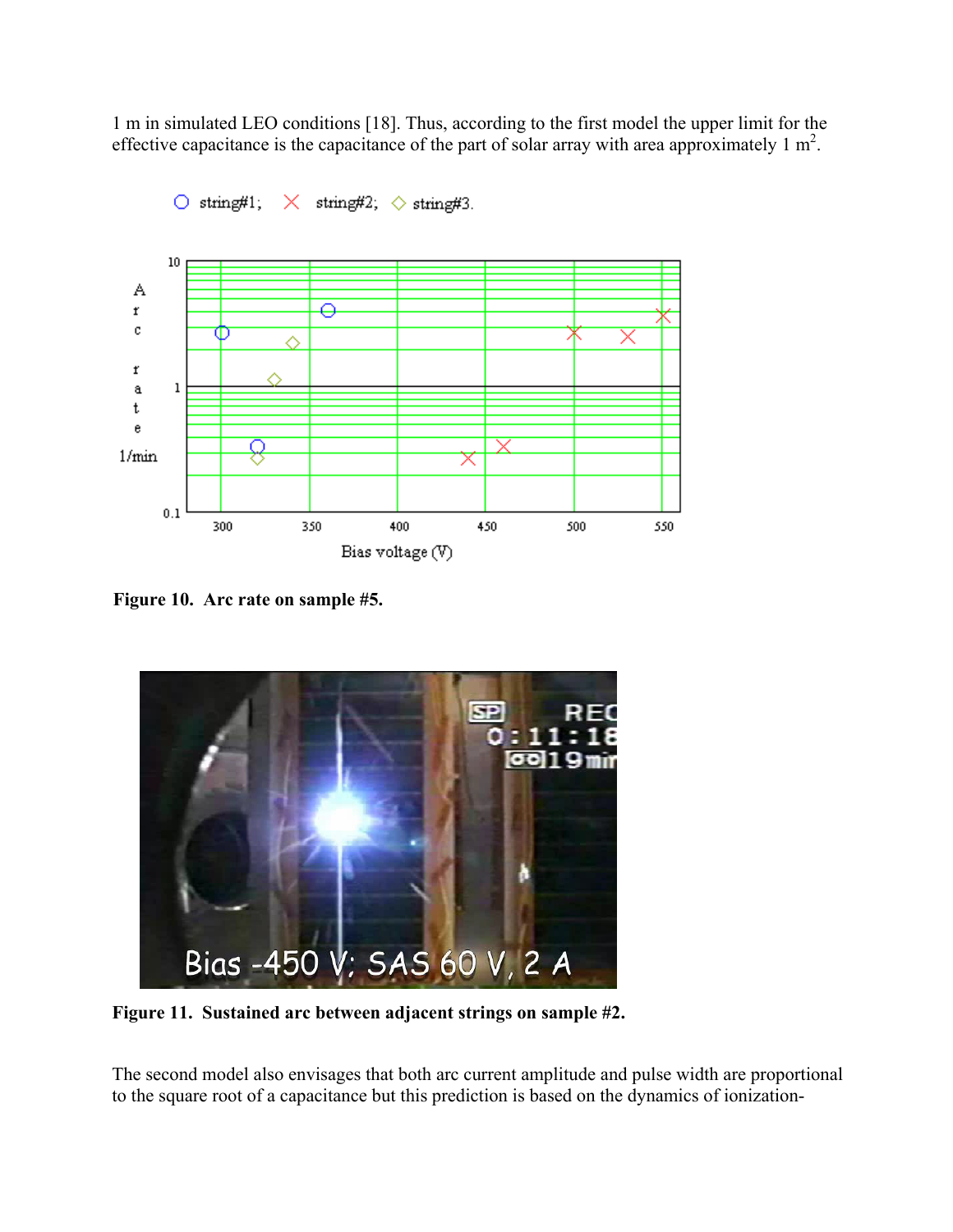1 m in simulated LEO conditions [18]. Thus, according to the first model the upper limit for the effective capacitance is the capacitance of the part of solar array with area approximately 1 $m^2$.

**Figure 10. Arc rate on sample #5.**

**Figure 11. Sustained arc between adjacent strings on sample #2.**

The second model also envisages that both arc current amplitude and pulse width are proportional to the square root of a capacitance but this prediction is based on the dynamics of ionization-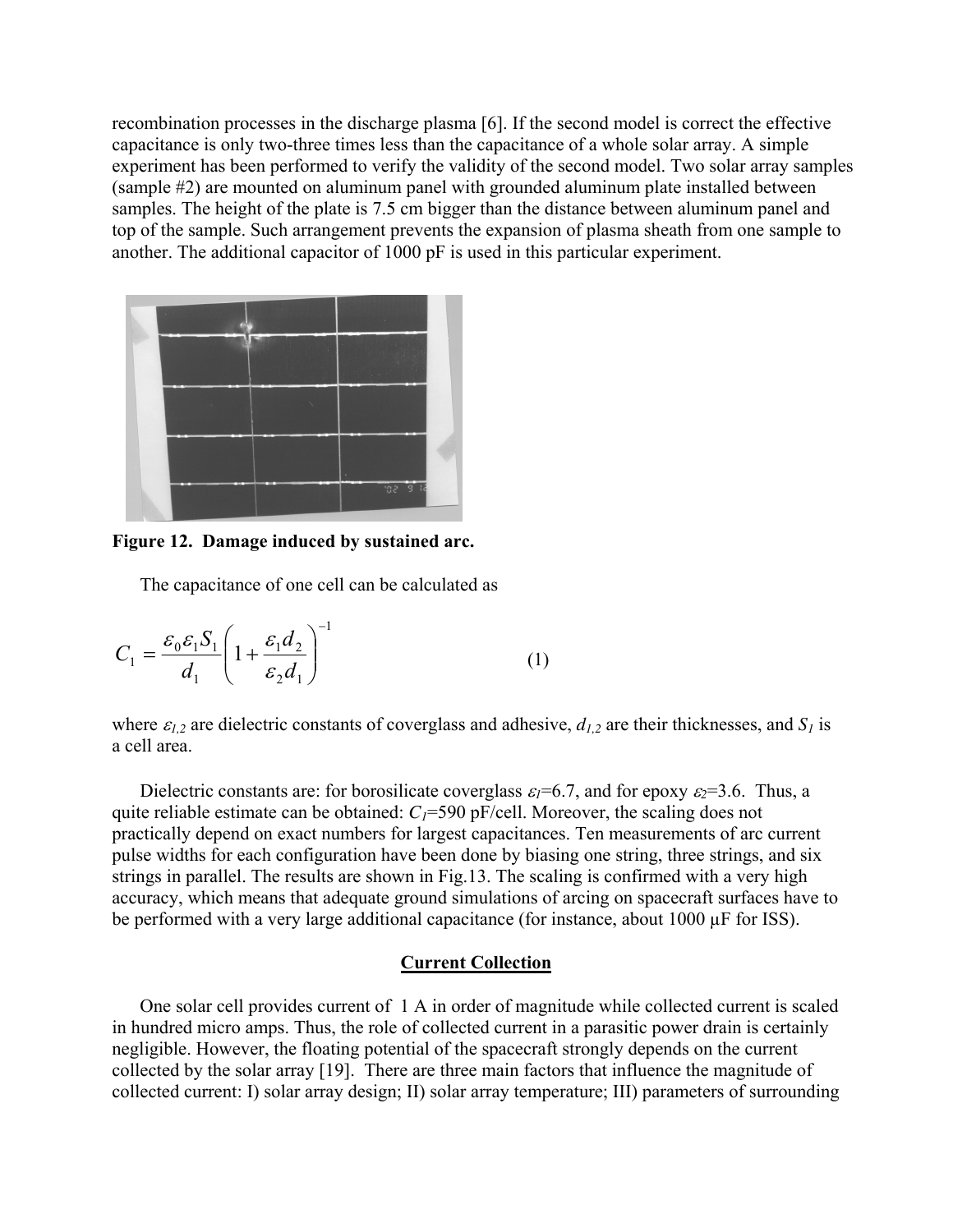recombination processes in the discharge plasma [6]. If the second model is correct the effective capacitance is only two-three times less than the capacitance of a whole solar array. A simple experiment has been performed to verify the validity of the second model. Two solar array samples (sample #2) are mounted on aluminum panel with grounded aluminum plate installed between samples. The height of the plate is 7.5 cm bigger than the distance between aluminum panel and top of the sample. Such arrangement prevents the expansion of plasma sheath from one sample to another. The additional capacitor of 1000 pF is used in this particular experiment.

**Figure 12. Damage induced by sustained arc.**

The capacitance of one cell can be calculated as

$$C_1 = \frac{\varepsilon_0 \varepsilon_1 S_1}{d_1} \left( 1 + \frac{\varepsilon_1 d_2}{\varepsilon_2 d_1} \right)^{-1} \tag{1}$$

where $\varepsilon_{1,2}$ are dielectric constants of coverglass and adhesive, $d_{1,2}$ are their thicknesses, and $S_1$ is a cell area.

Dielectric constants are: for borosilicate coverglass $\varepsilon_1$=6.7, and for epoxy $\varepsilon_2$=3.6. Thus, a quite reliable estimate can be obtained: $C_1$=590 pF/cell. Moreover, the scaling does not practically depend on exact numbers for largest capacitances. Ten measurements of arc current pulse widths for each configuration have been done by biasing one string, three strings, and six strings in parallel. The results are shown in Fig.13. The scaling is confirmed with a very high accuracy, which means that adequate ground simulations of arcing on spacecraft surfaces have to be performed with a very large additional capacitance (for instance, about 1000 µF for ISS).

## Current Collection

One solar cell provides current of 1 A in order of magnitude while collected current is scaled in hundred micro amps. Thus, the role of collected current in a parasitic power drain is certainly negligible. However, the floating potential of the spacecraft strongly depends on the current collected by the solar array [19]. There are three main factors that influence the magnitude of collected current: I) solar array design; II) solar array temperature; III) parameters of surrounding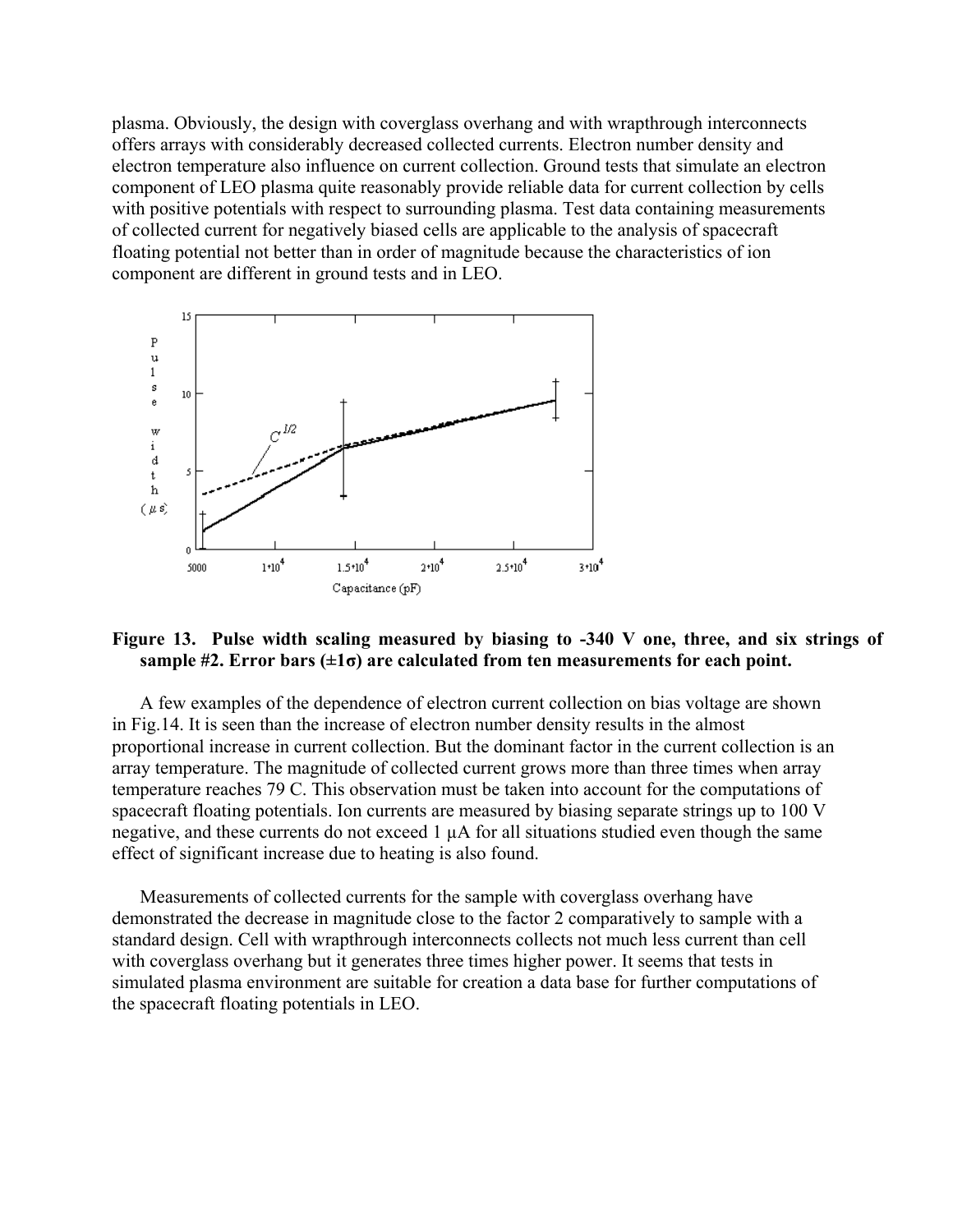plasma. Obviously, the design with coverglass overhang and with wrapthrough interconnects offers arrays with considerably decreased collected currents. Electron number density and electron temperature also influence on current collection. Ground tests that simulate an electron component of LEO plasma quite reasonably provide reliable data for current collection by cells with positive potentials with respect to surrounding plasma. Test data containing measurements of collected current for negatively biased cells are applicable to the analysis of spacecraft floating potential not better than in order of magnitude because the characteristics of ion component are different in ground tests and in LEO.

**Figure 13. Pulse width scaling measured by biasing to -340 V one, three, and six strings of sample #2. Error bars (±1σ) are calculated from ten measurements for each point.**

A few examples of the dependence of electron current collection on bias voltage are shown in Fig.14. It is seen than the increase of electron number density results in the almost proportional increase in current collection. But the dominant factor in the current collection is an array temperature. The magnitude of collected current grows more than three times when array temperature reaches 79 C. This observation must be taken into account for the computations of spacecraft floating potentials. Ion currents are measured by biasing separate strings up to 100 V negative, and these currents do not exceed 1 μA for all situations studied even though the same effect of significant increase due to heating is also found.

Measurements of collected currents for the sample with coverglass overhang have demonstrated the decrease in magnitude close to the factor 2 comparatively to sample with a standard design. Cell with wrapthrough interconnects collects not much less current than cell with coverglass overhang but it generates three times higher power. It seems that tests in simulated plasma environment are suitable for creation a data base for further computations of the spacecraft floating potentials in LEO.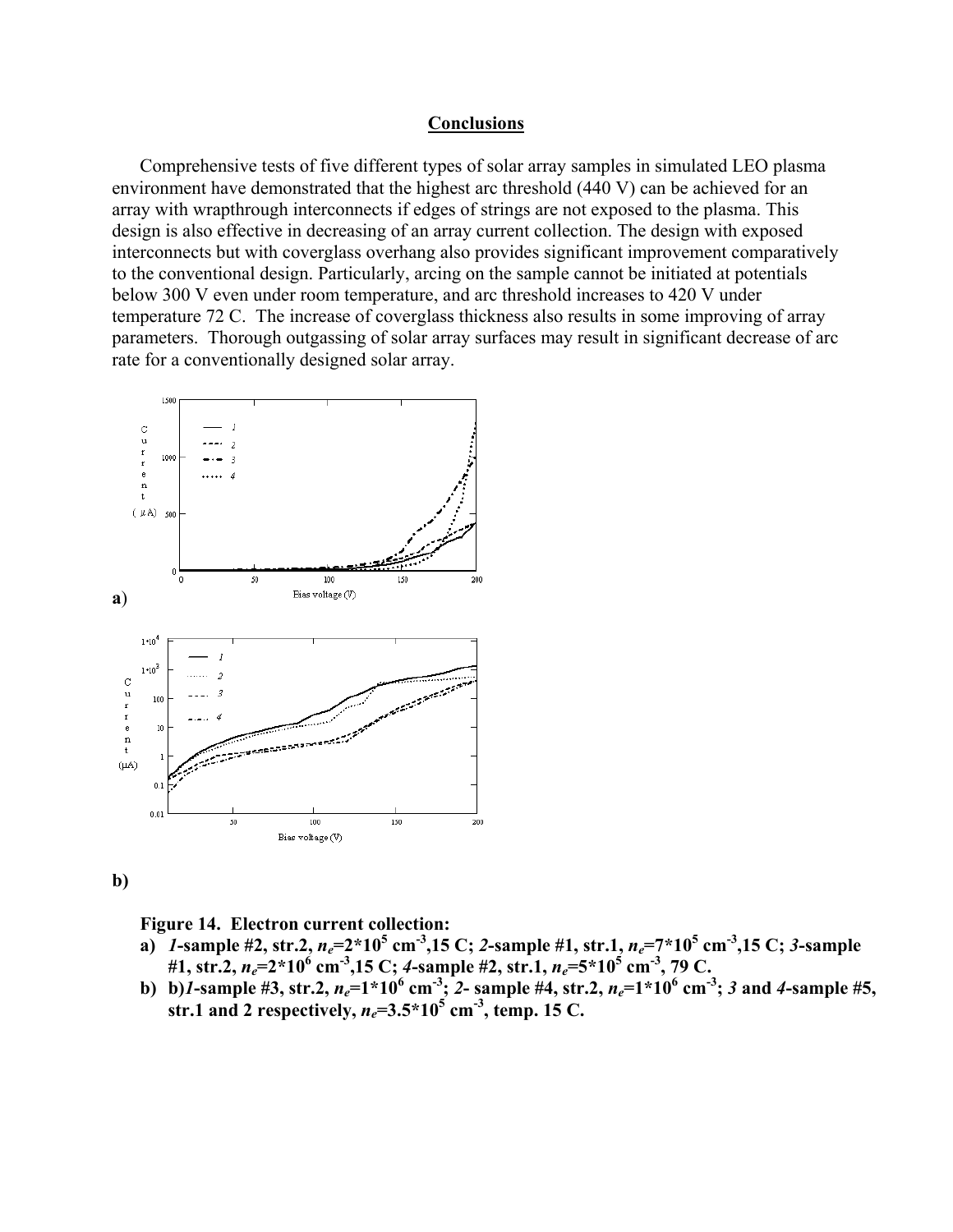## Conclusions

Comprehensive tests of five different types of solar array samples in simulated LEO plasma environment have demonstrated that the highest arc threshold (440 V) can be achieved for an array with wrapthrough interconnects if edges of strings are not exposed to the plasma. This design is also effective in decreasing of an array current collection. The design with exposed interconnects but with coverglass overhang also provides significant improvement comparatively to the conventional design. Particularly, arcing on the sample cannot be initiated at potentials below 300 V even under room temperature, and arc threshold increases to 420 V under temperature 72 C. The increase of coverglass thickness also results in some improving of array parameters. Thorough outgassing of solar array surfaces may result in significant decrease of arc rate for a conventionally designed solar array.

a)

b)

**Figure 14. Electron current collection:**

a) *1*-sample #2, str.2, $n_e$=2\*10$^5$ cm$^{-3}$,15 C; *2*-sample #1, str.1, $n_e$=7\*10$^5$ cm$^{-3}$,15 C; *3*-sample #1, str.2, $n_e$=2\*10$^6$ cm$^{-3}$,15 C; *4*-sample #2, str.1, $n_e$=5\*10$^5$ cm$^{-3}$, 79 C.

b) b)*1*-sample #3, str.2, $n_e$=1\*10$^6$ cm$^{-3}$; *2*- sample #4, str.2, $n_e$=1\*10$^6$ cm$^{-3}$; *3* and *4*-sample #5, str.1 and 2 respectively, $n_e$=3.5\*10$^5$ cm$^{-3}$, temp. 15 C.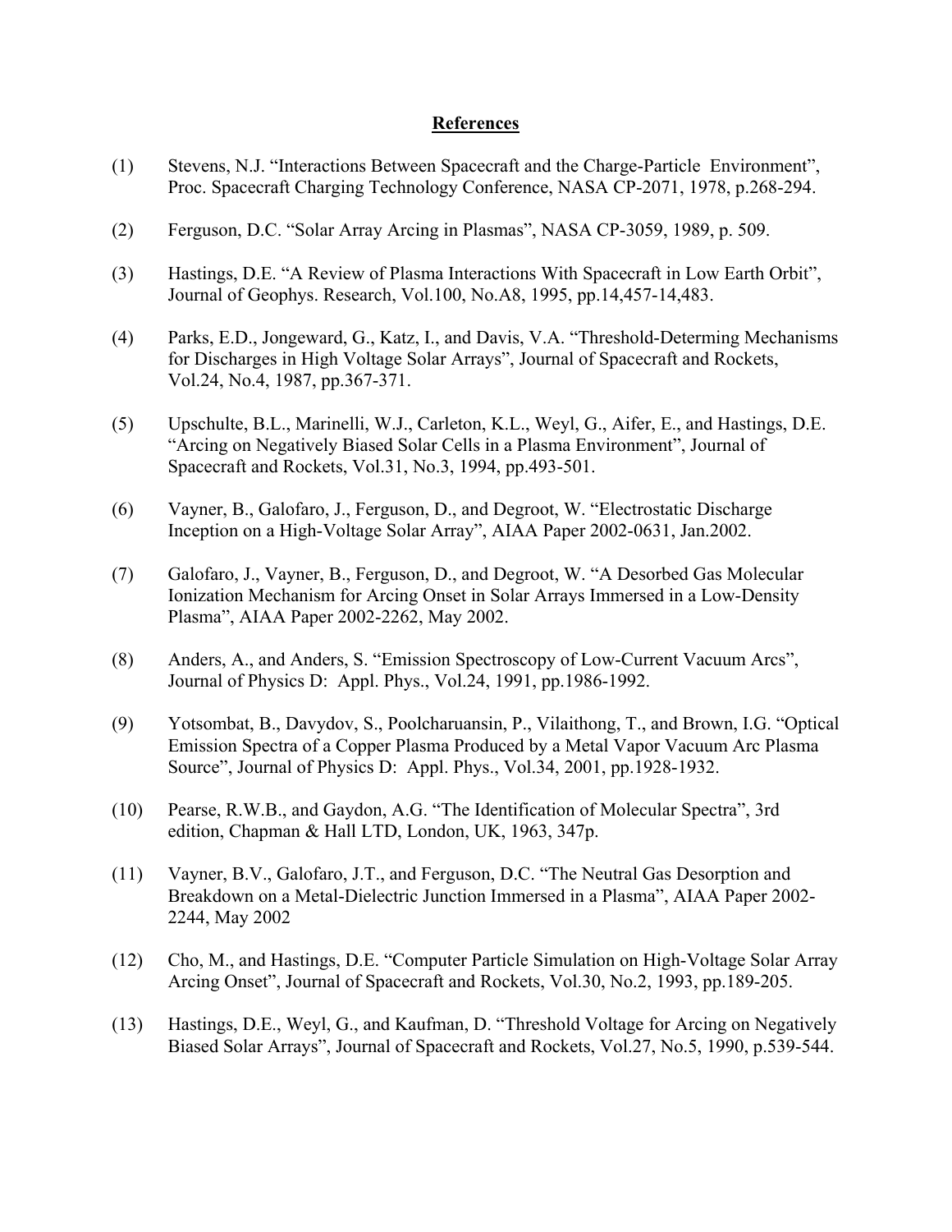## References

(1) Stevens, N.J. "Interactions Between Spacecraft and the Charge-Particle Environment", Proc. Spacecraft Charging Technology Conference, NASA CP-2071, 1978, p.268-294.

(2) Ferguson, D.C. "Solar Array Arcing in Plasmas", NASA CP-3059, 1989, p. 509.

(3) Hastings, D.E. "A Review of Plasma Interactions With Spacecraft in Low Earth Orbit", Journal of Geophys. Research, Vol.100, No.A8, 1995, pp.14,457-14,483.

(4) Parks, E.D., Jongeward, G., Katz, I., and Davis, V.A. "Threshold-Determing Mechanisms for Discharges in High Voltage Solar Arrays", Journal of Spacecraft and Rockets, Vol.24, No.4, 1987, pp.367-371.

(5) Upschulte, B.L., Marinelli, W.J., Carleton, K.L., Weyl, G., Aifer, E., and Hastings, D.E. "Arcing on Negatively Biased Solar Cells in a Plasma Environment", Journal of Spacecraft and Rockets, Vol.31, No.3, 1994, pp.493-501.

(6) Vayner, B., Galofaro, J., Ferguson, D., and Degroot, W. "Electrostatic Discharge Inception on a High-Voltage Solar Array", AIAA Paper 2002-0631, Jan.2002.

(7) Galofaro, J., Vayner, B., Ferguson, D., and Degroot, W. "A Desorbed Gas Molecular Ionization Mechanism for Arcing Onset in Solar Arrays Immersed in a Low-Density Plasma", AIAA Paper 2002-2262, May 2002.

(8) Anders, A., and Anders, S. "Emission Spectroscopy of Low-Current Vacuum Arcs", Journal of Physics D: Appl. Phys., Vol.24, 1991, pp.1986-1992.

(9) Yotsombat, B., Davydov, S., Poolcharuansin, P., Vilaithong, T., and Brown, I.G. "Optical Emission Spectra of a Copper Plasma Produced by a Metal Vapor Vacuum Arc Plasma Source", Journal of Physics D: Appl. Phys., Vol.34, 2001, pp.1928-1932.

(10) Pearse, R.W.B., and Gaydon, A.G. "The Identification of Molecular Spectra", 3rd edition, Chapman & Hall LTD, London, UK, 1963, 347p.

(11) Vayner, B.V., Galofaro, J.T., and Ferguson, D.C. "The Neutral Gas Desorption and Breakdown on a Metal-Dielectric Junction Immersed in a Plasma", AIAA Paper 2002-2244, May 2002

(12) Cho, M., and Hastings, D.E. "Computer Particle Simulation on High-Voltage Solar Array Arcing Onset", Journal of Spacecraft and Rockets, Vol.30, No.2, 1993, pp.189-205.

(13) Hastings, D.E., Weyl, G., and Kaufman, D. "Threshold Voltage for Arcing on Negatively Biased Solar Arrays", Journal of Spacecraft and Rockets, Vol.27, No.5, 1990, p.539-544.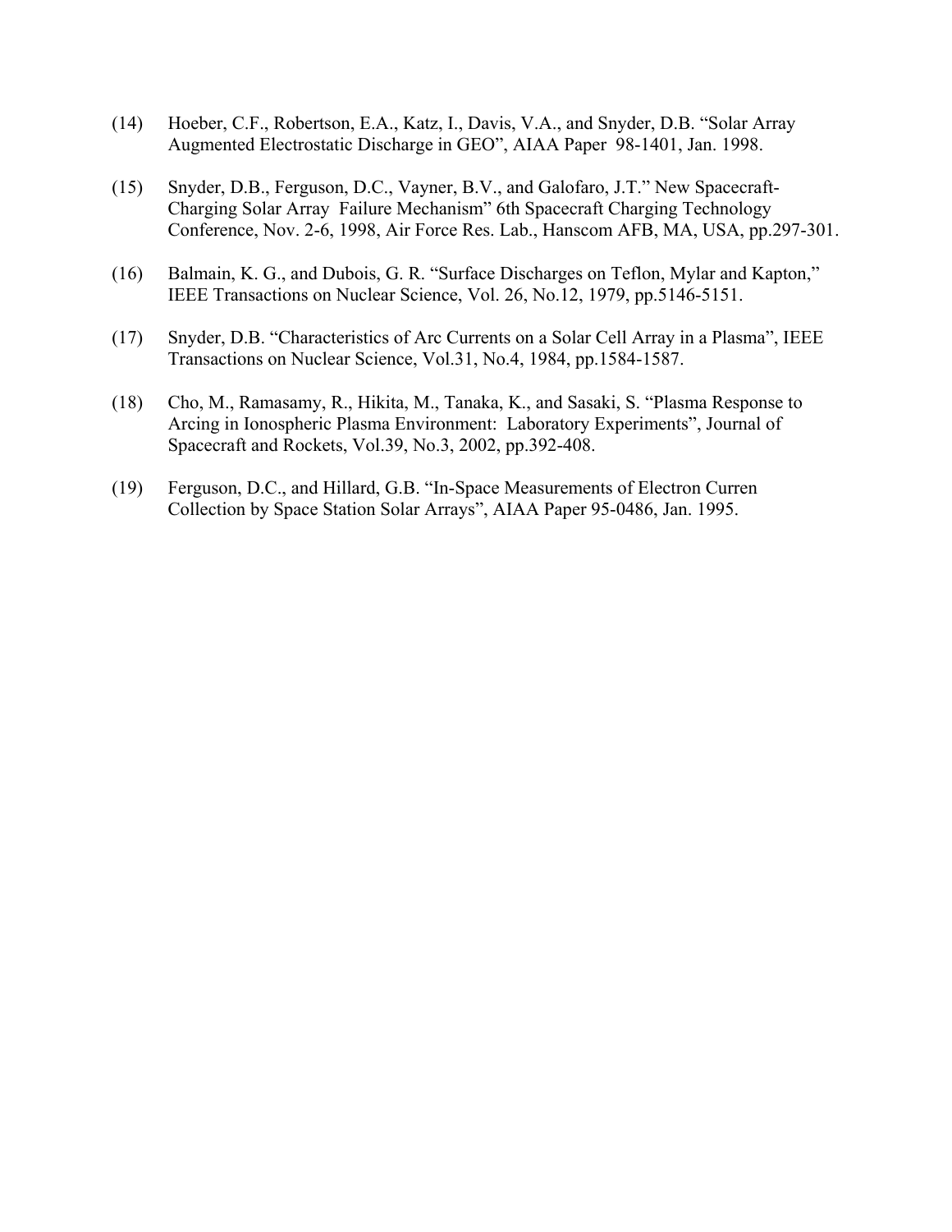(14) Hoeber, C.F., Robertson, E.A., Katz, I., Davis, V.A., and Snyder, D.B. "Solar Array Augmented Electrostatic Discharge in GEO", AIAA Paper 98-1401, Jan. 1998.

(15) Snyder, D.B., Ferguson, D.C., Vayner, B.V., and Galofaro, J.T." New Spacecraft-Charging Solar Array Failure Mechanism" 6th Spacecraft Charging Technology Conference, Nov. 2-6, 1998, Air Force Res. Lab., Hanscom AFB, MA, USA, pp.297-301.

(16) Balmain, K. G., and Dubois, G. R. "Surface Discharges on Teflon, Mylar and Kapton," IEEE Transactions on Nuclear Science, Vol. 26, No.12, 1979, pp.5146-5151.

(17) Snyder, D.B. "Characteristics of Arc Currents on a Solar Cell Array in a Plasma", IEEE Transactions on Nuclear Science, Vol.31, No.4, 1984, pp.1584-1587.

(18) Cho, M., Ramasamy, R., Hikita, M., Tanaka, K., and Sasaki, S. "Plasma Response to Arcing in Ionospheric Plasma Environment: Laboratory Experiments", Journal of Spacecraft and Rockets, Vol.39, No.3, 2002, pp.392-408.

(19) Ferguson, D.C., and Hillard, G.B. "In-Space Measurements of Electron Curren Collection by Space Station Solar Arrays", AIAA Paper 95-0486, Jan. 1995.